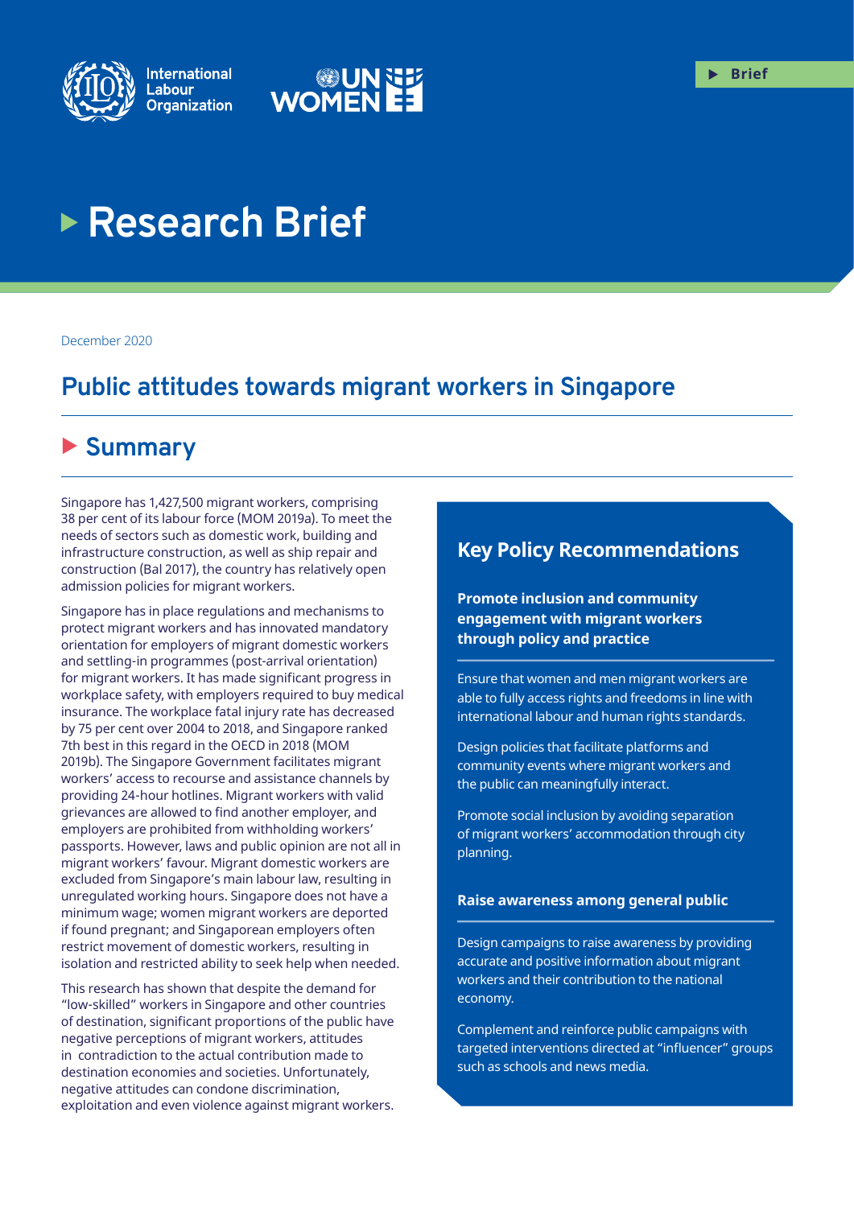Brief

# Research Brief

December 2020

## Public attitudes towards migrant workers in Singapore

## Summary

Singapore has 1,427,500 migrant workers, comprising 38 per cent of its labour force (MOM 2019a). To meet the needs of sectors such as domestic work, building and infrastructure construction, as well as ship repair and construction (Bal 2017), the country has relatively open admission policies for migrant workers.

Singapore has in place regulations and mechanisms to protect migrant workers and has innovated mandatory orientation for employers of migrant domestic workers and settling-in programmes (post-arrival orientation) for migrant workers. It has made significant progress in workplace safety, with employers required to buy medical insurance. The workplace fatal injury rate has decreased by 75 per cent over 2004 to 2018, and Singapore ranked 7th best in this regard in the OECD in 2018 (MOM 2019b). The Singapore Government facilitates migrant workers' access to recourse and assistance channels by providing 24-hour hotlines. Migrant workers with valid grievances are allowed to find another employer, and employers are prohibited from withholding workers' passports. However, laws and public opinion are not all in migrant workers' favour. Migrant domestic workers are excluded from Singapore's main labour law, resulting in unregulated working hours. Singapore does not have a minimum wage; women migrant workers are deported if found pregnant; and Singaporean employers often restrict movement of domestic workers, resulting in isolation and restricted ability to seek help when needed.

This research has shown that despite the demand for "low-skilled" workers in Singapore and other countries of destination, significant proportions of the public have negative perceptions of migrant workers, attitudes in contradiction to the actual contribution made to destination economies and societies. Unfortunately, negative attitudes can condone discrimination, exploitation and even violence against migrant workers.

### Key Policy Recommendations

**Promote inclusion and community engagement with migrant workers through policy and practice**

Ensure that women and men migrant workers are able to fully access rights and freedoms in line with international labour and human rights standards.

Design policies that facilitate platforms and community events where migrant workers and the public can meaningfully interact.

Promote social inclusion by avoiding separation of migrant workers' accommodation through city planning.

**Raise awareness among general public**

Design campaigns to raise awareness by providing accurate and positive information about migrant workers and their contribution to the national economy.

Complement and reinforce public campaigns with targeted interventions directed at "influencer" groups such as schools and news media.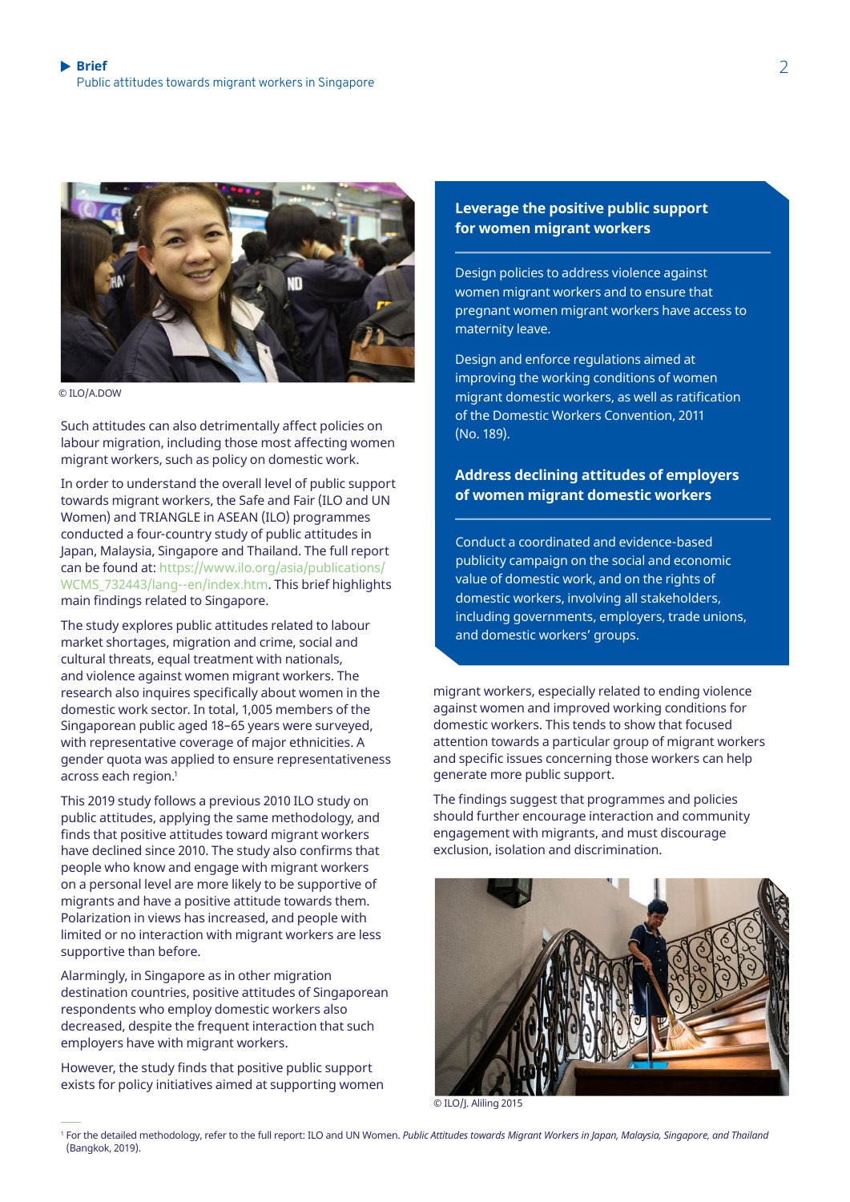© ILO/A.DOW

Such attitudes can also detrimentally affect policies on labour migration, including those most affecting women migrant workers, such as policy on domestic work.

In order to understand the overall level of public support towards migrant workers, the Safe and Fair (ILO and UN Women) and TRIANGLE in ASEAN (ILO) programmes conducted a four-country study of public attitudes in Japan, Malaysia, Singapore and Thailand. The full report can be found at: https://www.ilo.org/asia/publications/WCMS_732443/lang--en/index.htm. This brief highlights main findings related to Singapore.

The study explores public attitudes related to labour market shortages, migration and crime, social and cultural threats, equal treatment with nationals, and violence against women migrant workers. The research also inquires specifically about women in the domestic work sector. In total, 1,005 members of the Singaporean public aged 18–65 years were surveyed, with representative coverage of major ethnicities. A gender quota was applied to ensure representativeness across each region.[1]

This 2019 study follows a previous 2010 ILO study on public attitudes, applying the same methodology, and finds that positive attitudes toward migrant workers have declined since 2010. The study also confirms that people who know and engage with migrant workers on a personal level are more likely to be supportive of migrants and have a positive attitude towards them. Polarization in views has increased, and people with limited or no interaction with migrant workers are less supportive than before.

Alarmingly, in Singapore as in other migration destination countries, positive attitudes of Singaporean respondents who employ domestic workers also decreased, despite the frequent interaction that such employers have with migrant workers.

However, the study finds that positive public support exists for policy initiatives aimed at supporting women migrant workers, especially related to ending violence against women and improved working conditions for domestic workers. This tends to show that focused attention towards a particular group of migrant workers and specific issues concerning those workers can help generate more public support.

The findings suggest that programmes and policies should further encourage interaction and community engagement with migrants, and must discourage exclusion, isolation and discrimination.

**Leverage the positive public support for women migrant workers**

Design policies to address violence against women migrant workers and to ensure that pregnant women migrant workers have access to maternity leave.

Design and enforce regulations aimed at improving the working conditions of women migrant domestic workers, as well as ratification of the Domestic Workers Convention, 2011 (No. 189).

**Address declining attitudes of employers of women migrant domestic workers**

Conduct a coordinated and evidence-based publicity campaign on the social and economic value of domestic work, and on the rights of domestic workers, involving all stakeholders, including governments, employers, trade unions, and domestic workers' groups.

© ILO/J. Aliling 2015

[1] For the detailed methodology, refer to the full report: ILO and UN Women. *Public Attitudes towards Migrant Workers in Japan, Malaysia, Singapore, and Thailand* (Bangkok, 2019).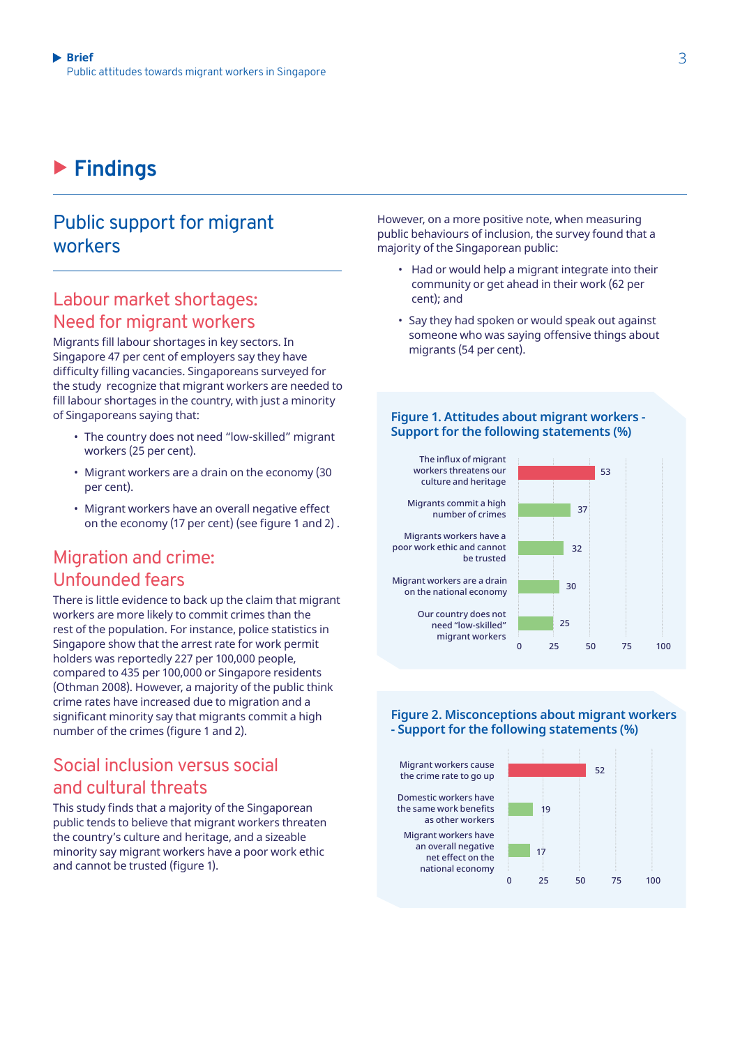# Findings

## Public support for migrant workers

### Labour market shortages: Need for migrant workers

Migrants fill labour shortages in key sectors. In Singapore 47 per cent of employers say they have difficulty filling vacancies. Singaporeans surveyed for the study recognize that migrant workers are needed to fill labour shortages in the country, with just a minority of Singaporeans saying that:

- The country does not need "low-skilled" migrant workers (25 per cent).
- Migrant workers are a drain on the economy (30 per cent).
- Migrant workers have an overall negative effect on the economy (17 per cent) (see figure 1 and 2) .

### Migration and crime: Unfounded fears

There is little evidence to back up the claim that migrant workers are more likely to commit crimes than the rest of the population. For instance, police statistics in Singapore show that the arrest rate for work permit holders was reportedly 227 per 100,000 people, compared to 435 per 100,000 or Singapore residents (Othman 2008). However, a majority of the public think crime rates have increased due to migration and a significant minority say that migrants commit a high number of the crimes (figure 1 and 2).

### Social inclusion versus social and cultural threats

This study finds that a majority of the Singaporean public tends to believe that migrant workers threaten the country's culture and heritage, and a sizeable minority say migrant workers have a poor work ethic and cannot be trusted (figure 1).

However, on a more positive note, when measuring public behaviours of inclusion, the survey found that a majority of the Singaporean public:

- Had or would help a migrant integrate into their community or get ahead in their work (62 per cent); and
- Say they had spoken or would speak out against someone who was saying offensive things about migrants (54 per cent).

**Figure 1. Attitudes about migrant workers - Support for the following statements (%)**

| Statement | % |
|---|---|
| The influx of migrant workers threatens our culture and heritage | 53 |
| Migrants commit a high number of crimes | 37 |
| Migrants workers have a poor work ethic and cannot be trusted | 32 |
| Migrant workers are a drain on the national economy | 30 |
| Our country does not need "low-skilled" migrant workers | 25 |

**Figure 2. Misconceptions about migrant workers - Support for the following statements (%)**

| Statement | % |
|---|---|
| Migrant workers cause the crime rate to go up | 52 |
| Domestic workers have the same work benefits as other workers | 19 |
| Migrant workers have an overall negative net effect on the national economy | 17 |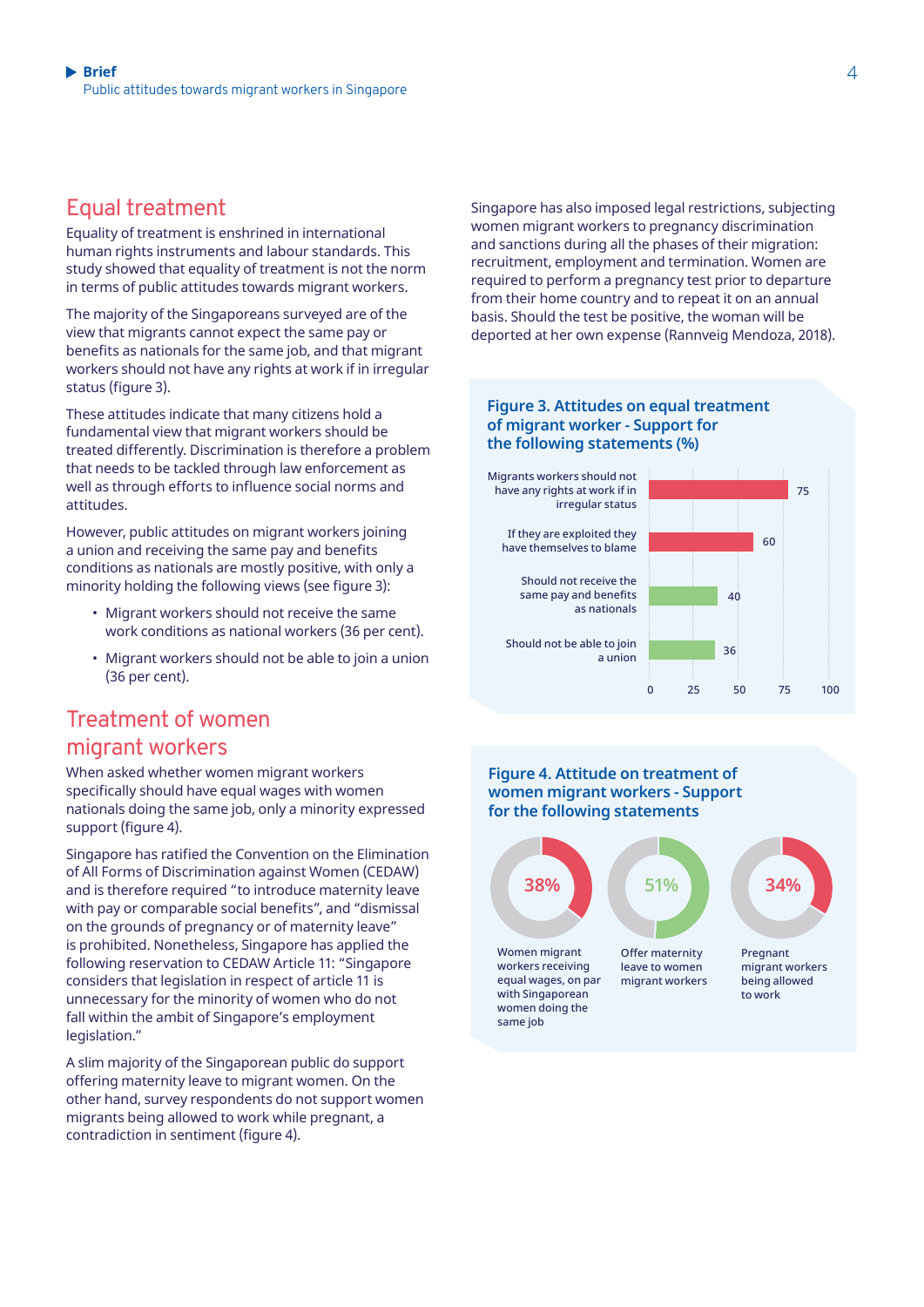## Equal treatment

Equality of treatment is enshrined in international human rights instruments and labour standards. This study showed that equality of treatment is not the norm in terms of public attitudes towards migrant workers.

The majority of the Singaporeans surveyed are of the view that migrants cannot expect the same pay or benefits as nationals for the same job, and that migrant workers should not have any rights at work if in irregular status (figure 3).

These attitudes indicate that many citizens hold a fundamental view that migrant workers should be treated differently. Discrimination is therefore a problem that needs to be tackled through law enforcement as well as through efforts to influence social norms and attitudes.

However, public attitudes on migrant workers joining a union and receiving the same pay and benefits conditions as nationals are mostly positive, with only a minority holding the following views (see figure 3):

- Migrant workers should not receive the same work conditions as national workers (36 per cent).
- Migrant workers should not be able to join a union (36 per cent).

## Treatment of women migrant workers

When asked whether women migrant workers specifically should have equal wages with women nationals doing the same job, only a minority expressed support (figure 4).

Singapore has ratified the Convention on the Elimination of All Forms of Discrimination against Women (CEDAW) and is therefore required "to introduce maternity leave with pay or comparable social benefits", and "dismissal on the grounds of pregnancy or of maternity leave" is prohibited. Nonetheless, Singapore has applied the following reservation to CEDAW Article 11: "Singapore considers that legislation in respect of article 11 is unnecessary for the minority of women who do not fall within the ambit of Singapore's employment legislation."

A slim majority of the Singaporean public do support offering maternity leave to migrant women. On the other hand, survey respondents do not support women migrants being allowed to work while pregnant, a contradiction in sentiment (figure 4).

Singapore has also imposed legal restrictions, subjecting women migrant workers to pregnancy discrimination and sanctions during all the phases of their migration: recruitment, employment and termination. Women are required to perform a pregnancy test prior to departure from their home country and to repeat it on an annual basis. Should the test be positive, the woman will be deported at her own expense (Rannveig Mendoza, 2018).

**Figure 3. Attitudes on equal treatment of migrant worker - Support for the following statements (%)**

| Statement | % |
|---|---|
| Migrants workers should not have any rights at work if in irregular status | 75 |
| If they are exploited they have themselves to blame | 60 |
| Should not receive the same pay and benefits as nationals | 40 |
| Should not be able to join a union | 36 |

**Figure 4. Attitude on treatment of women migrant workers - Support for the following statements**

| Statement | % |
|---|---|
| Women migrant workers receiving equal wages, on par with Singaporean women doing the same job | 38% |
| Offer maternity leave to women migrant workers | 51% |
| Pregnant migrant workers being allowed to work | 34% |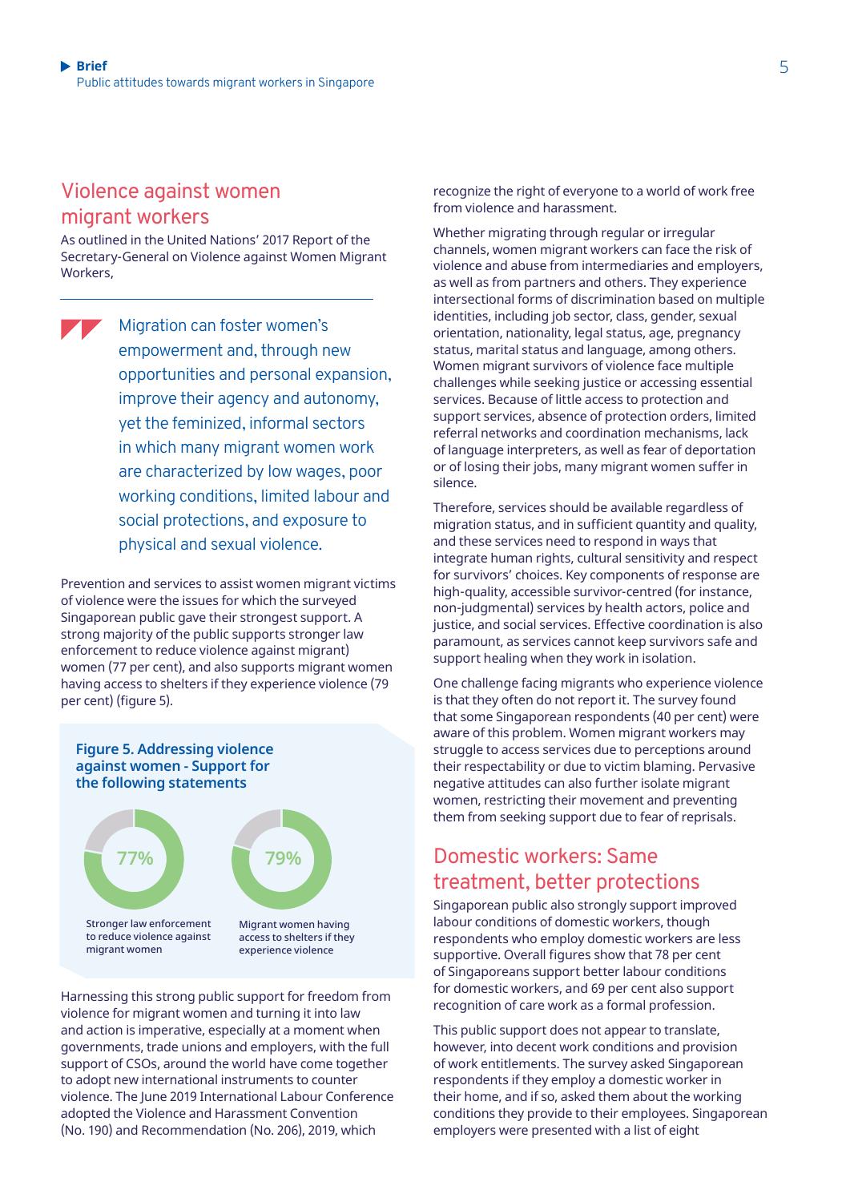## Violence against women migrant workers

As outlined in the United Nations' 2017 Report of the Secretary-General on Violence against Women Migrant Workers,

> Migration can foster women's empowerment and, through new opportunities and personal expansion, improve their agency and autonomy, yet the feminized, informal sectors in which many migrant women work are characterized by low wages, poor working conditions, limited labour and social protections, and exposure to physical and sexual violence.

Prevention and services to assist women migrant victims of violence were the issues for which the surveyed Singaporean public gave their strongest support. A strong majority of the public supports stronger law enforcement to reduce violence against) migrant) women (77 per cent), and also supports migrant women having access to shelters if they experience violence (79 per cent) (figure 5).

**Figure 5. Addressing violence against women - Support for the following statements**

| Statement | Support |
| --- | --- |
| Stronger law enforcement to reduce violence against migrant women | 77% |
| Migrant women having access to shelters if they experience violence | 79% |

Harnessing this strong public support for freedom from violence for migrant women and turning it into law and action is imperative, especially at a moment when governments, trade unions and employers, with the full support of CSOs, around the world have come together to adopt new international instruments to counter violence. The June 2019 International Labour Conference adopted the Violence and Harassment Convention (No. 190) and Recommendation (No. 206), 2019, which recognize the right of everyone to a world of work free from violence and harassment.

Whether migrating through regular or irregular channels, women migrant workers can face the risk of violence and abuse from intermediaries and employers, as well as from partners and others. They experience intersectional forms of discrimination based on multiple identities, including job sector, class, gender, sexual orientation, nationality, legal status, age, pregnancy status, marital status and language, among others. Women migrant survivors of violence face multiple challenges while seeking justice or accessing essential services. Because of little access to protection and support services, absence of protection orders, limited referral networks and coordination mechanisms, lack of language interpreters, as well as fear of deportation or of losing their jobs, many migrant women suffer in silence.

Therefore, services should be available regardless of migration status, and in sufficient quantity and quality, and these services need to respond in ways that integrate human rights, cultural sensitivity and respect for survivors' choices. Key components of response are high-quality, accessible survivor-centred (for instance, non-judgmental) services by health actors, police and justice, and social services. Effective coordination is also paramount, as services cannot keep survivors safe and support healing when they work in isolation.

One challenge facing migrants who experience violence is that they often do not report it. The survey found that some Singaporean respondents (40 per cent) were aware of this problem. Women migrant workers may struggle to access services due to perceptions around their respectability or due to victim blaming. Pervasive negative attitudes can also further isolate migrant women, restricting their movement and preventing them from seeking support due to fear of reprisals.

## Domestic workers: Same treatment, better protections

Singaporean public also strongly support improved labour conditions of domestic workers, though respondents who employ domestic workers are less supportive. Overall figures show that 78 per cent of Singaporeans support better labour conditions for domestic workers, and 69 per cent also support recognition of care work as a formal profession.

This public support does not appear to translate, however, into decent work conditions and provision of work entitlements. The survey asked Singaporean respondents if they employ a domestic worker in their home, and if so, asked them about the working conditions they provide to their employees. Singaporean employers were presented with a list of eight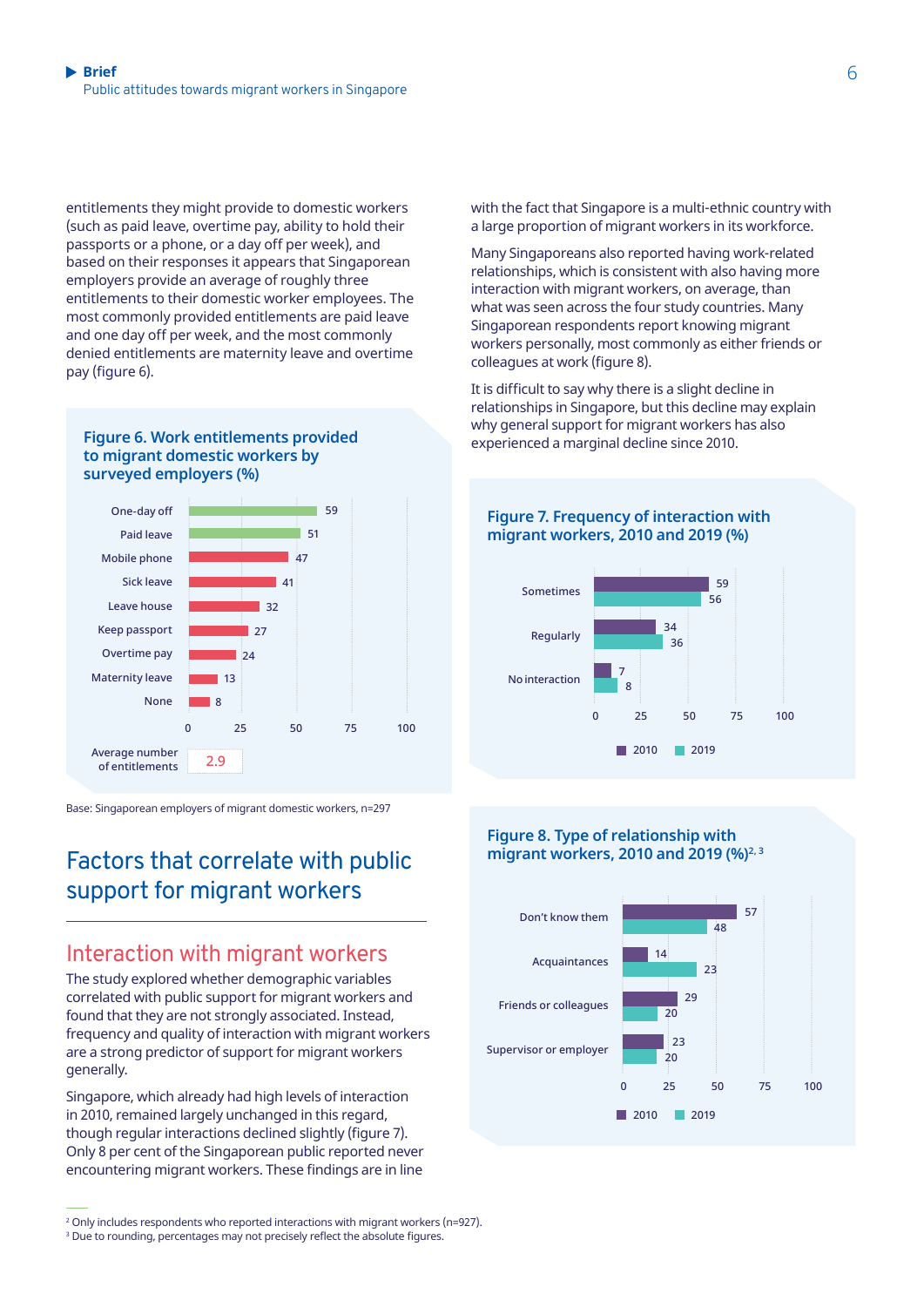entitlements they might provide to domestic workers (such as paid leave, overtime pay, ability to hold their passports or a phone, or a day off per week), and based on their responses it appears that Singaporean employers provide an average of roughly three entitlements to their domestic worker employees. The most commonly provided entitlements are paid leave and one day off per week, and the most commonly denied entitlements are maternity leave and overtime pay (figure 6).

**Figure 6. Work entitlements provided to migrant domestic workers by surveyed employers (%)**

| Entitlement | % |
|---|---|
| One-day off | 59 |
| Paid leave | 51 |
| Mobile phone | 47 |
| Sick leave | 41 |
| Leave house | 32 |
| Keep passport | 27 |
| Overtime pay | 24 |
| Maternity leave | 13 |
| None | 8 |

Average number of entitlements: 2.9

Base: Singaporean employers of migrant domestic workers, n=297

## Factors that correlate with public support for migrant workers

### Interaction with migrant workers

The study explored whether demographic variables correlated with public support for migrant workers and found that they are not strongly associated. Instead, frequency and quality of interaction with migrant workers are a strong predictor of support for migrant workers generally.

Singapore, which already had high levels of interaction in 2010, remained largely unchanged in this regard, though regular interactions declined slightly (figure 7). Only 8 per cent of the Singaporean public reported never encountering migrant workers. These findings are in line with the fact that Singapore is a multi-ethnic country with a large proportion of migrant workers in its workforce.

Many Singaporeans also reported having work-related relationships, which is consistent with also having more interaction with migrant workers, on average, than what was seen across the four study countries. Many Singaporean respondents report knowing migrant workers personally, most commonly as either friends or colleagues at work (figure 8).

It is difficult to say why there is a slight decline in relationships in Singapore, but this decline may explain why general support for migrant workers has also experienced a marginal decline since 2010.

**Figure 7. Frequency of interaction with migrant workers, 2010 and 2019 (%)**

| | 2010 | 2019 |
|---|---|---|
| Sometimes | 59 | 56 |
| Regularly | 34 | 36 |
| No interaction | 7 | 8 |

**Figure 8. Type of relationship with migrant workers, 2010 and 2019 (%)[2, 3]**

| | 2010 | 2019 |
|---|---|---|
| Don't know them | 57 | 48 |
| Acquaintances | 14 | 23 |
| Friends or colleagues | 29 | 20 |
| Supervisor or employer | 23 | 20 |

[2] Only includes respondents who reported interactions with migrant workers (n=927).

[3] Due to rounding, percentages may not precisely reflect the absolute figures.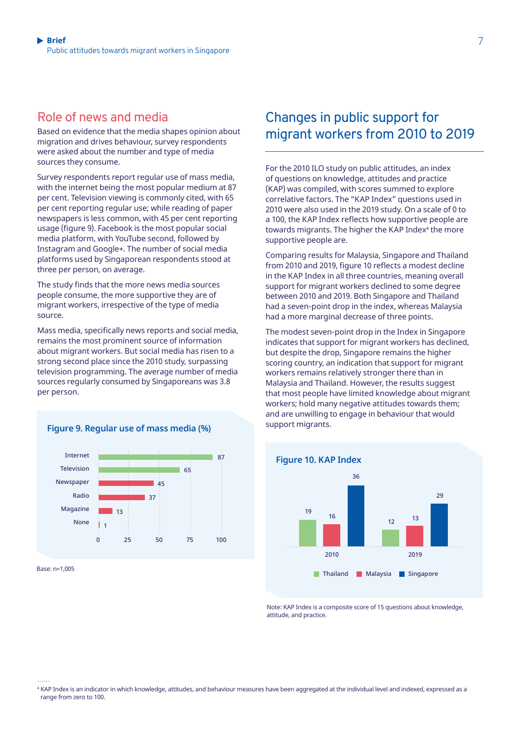## Role of news and media

Based on evidence that the media shapes opinion about migration and drives behaviour, survey respondents were asked about the number and type of media sources they consume.

Survey respondents report regular use of mass media, with the internet being the most popular medium at 87 per cent. Television viewing is commonly cited, with 65 per cent reporting regular use; while reading of paper newspapers is less common, with 45 per cent reporting usage (figure 9). Facebook is the most popular social media platform, with YouTube second, followed by Instagram and Google+. The number of social media platforms used by Singaporean respondents stood at three per person, on average.

The study finds that the more news media sources people consume, the more supportive they are of migrant workers, irrespective of the type of media source.

Mass media, specifically news reports and social media, remains the most prominent source of information about migrant workers. But social media has risen to a strong second place since the 2010 study, surpassing television programming. The average number of media sources regularly consumed by Singaporeans was 3.8 per person.

**Figure 9. Regular use of mass media (%)**

| Medium | % |
|---|---|
| Internet | 87 |
| Television | 65 |
| Newspaper | 45 |
| Radio | 37 |
| Magazine | 13 |
| None | 1 |

Base: n=1,005

## Changes in public support for migrant workers from 2010 to 2019

For the 2010 ILO study on public attitudes, an index of questions on knowledge, attitudes and practice (KAP) was compiled, with scores summed to explore correlative factors. The "KAP Index" questions used in 2010 were also used in the 2019 study. On a scale of 0 to a 100, the KAP Index reflects how supportive people are towards migrants. The higher the KAP Index[4] the more supportive people are.

Comparing results for Malaysia, Singapore and Thailand from 2010 and 2019, figure 10 reflects a modest decline in the KAP Index in all three countries, meaning overall support for migrant workers declined to some degree between 2010 and 2019. Both Singapore and Thailand had a seven-point drop in the index, whereas Malaysia had a more marginal decrease of three points.

The modest seven-point drop in the Index in Singapore indicates that support for migrant workers has declined, but despite the drop, Singapore remains the higher scoring country, an indication that support for migrant workers remains relatively stronger there than in Malaysia and Thailand. However, the results suggest that most people have limited knowledge about migrant workers; hold many negative attitudes towards them; and are unwilling to engage in behaviour that would support migrants.

**Figure 10. KAP Index**

| Year | Thailand | Malaysia | Singapore |
|---|---|---|---|
| 2010 | 19 | 16 | 36 |
| 2019 | 12 | 13 | 29 |

Note: KAP Index is a composite score of 15 questions about knowledge, attitude, and practice.

[4] KAP Index is an indicator in which knowledge, attitudes, and behaviour measures have been aggregated at the individual level and indexed, expressed as a range from zero to 100.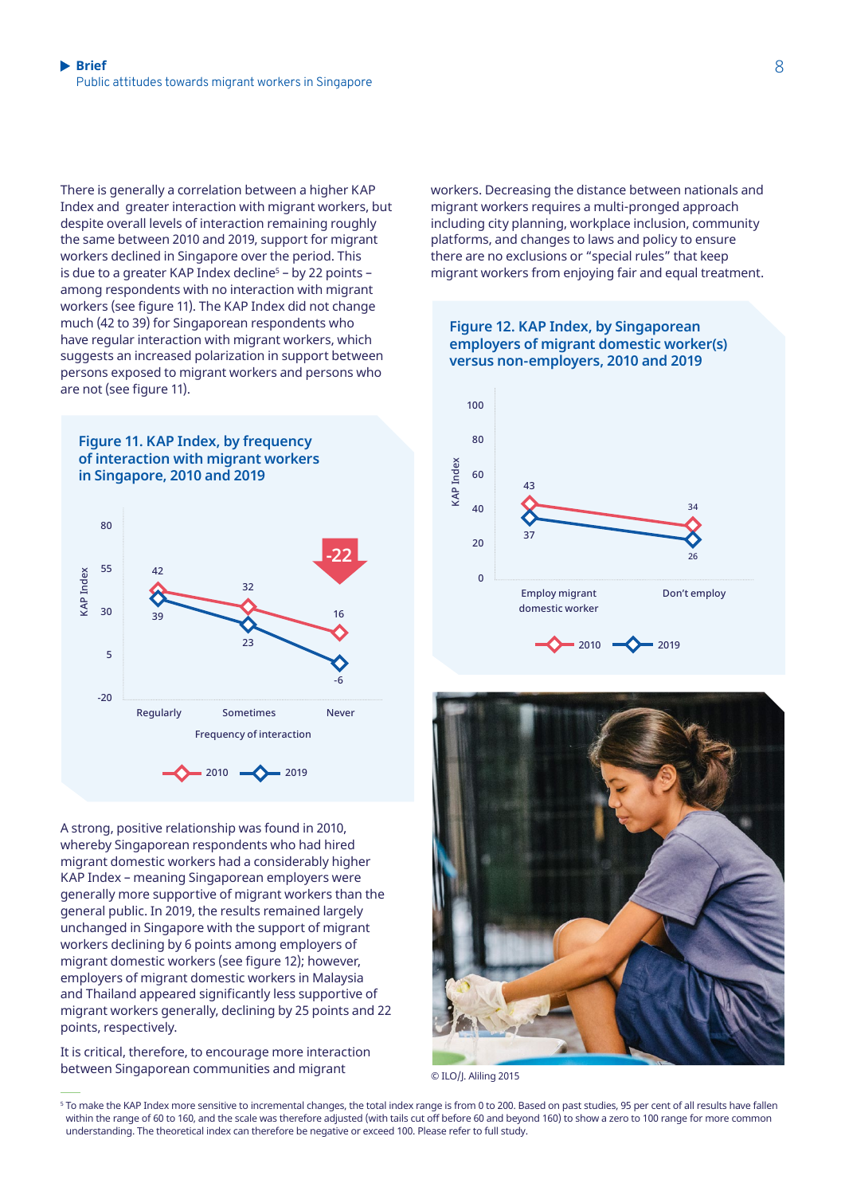There is generally a correlation between a higher KAP Index and greater interaction with migrant workers, but despite overall levels of interaction remaining roughly the same between 2010 and 2019, support for migrant workers declined in Singapore over the period. This is due to a greater KAP Index decline[5] – by 22 points – among respondents with no interaction with migrant workers (see figure 11). The KAP Index did not change much (42 to 39) for Singaporean respondents who have regular interaction with migrant workers, which suggests an increased polarization in support between persons exposed to migrant workers and persons who are not (see figure 11).

### Figure 11. KAP Index, by frequency of interaction with migrant workers in Singapore, 2010 and 2019

| Frequency of interaction | 2010 | 2019 |
|---|---|---|
| Regularly | 42 | 39 |
| Sometimes | 32 | 23 |
| Never | 16 | -6 |

-22

A strong, positive relationship was found in 2010, whereby Singaporean respondents who had hired migrant domestic workers had a considerably higher KAP Index – meaning Singaporean employers were generally more supportive of migrant workers than the general public. In 2019, the results remained largely unchanged in Singapore with the support of migrant workers declining by 6 points among employers of migrant domestic workers (see figure 12); however, employers of migrant domestic workers in Malaysia and Thailand appeared significantly less supportive of migrant workers generally, declining by 25 points and 22 points, respectively.

It is critical, therefore, to encourage more interaction between Singaporean communities and migrant workers. Decreasing the distance between nationals and migrant workers requires a multi-pronged approach including city planning, workplace inclusion, community platforms, and changes to laws and policy to ensure there are no exclusions or "special rules" that keep migrant workers from enjoying fair and equal treatment.

### Figure 12. KAP Index, by Singaporean employers of migrant domestic worker(s) versus non-employers, 2010 and 2019

| | 2010 | 2019 |
|---|---|---|
| Employ migrant domestic worker | 43 | 37 |
| Don't employ | 34 | 26 |

© ILO/J. Ailing 2015

[5] To make the KAP Index more sensitive to incremental changes, the total index range is from 0 to 200. Based on past studies, 95 per cent of all results have fallen within the range of 60 to 160, and the scale was therefore adjusted (with tails cut off before 60 and beyond 160) to show a zero to 100 range for more common understanding. The theoretical index can therefore be negative or exceed 100. Please refer to full study.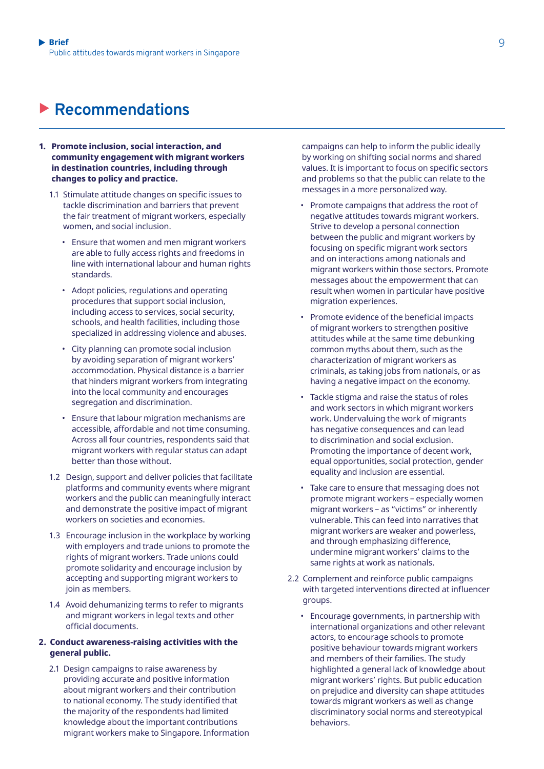# Recommendations

1. **Promote inclusion, social interaction, and community engagement with migrant workers in destination countries, including through changes to policy and practice.**

   1.1 Stimulate attitude changes on specific issues to tackle discrimination and barriers that prevent the fair treatment of migrant workers, especially women, and social inclusion.

   - Ensure that women and men migrant workers are able to fully access rights and freedoms in line with international labour and human rights standards.
   - Adopt policies, regulations and operating procedures that support social inclusion, including access to services, social security, schools, and health facilities, including those specialized in addressing violence and abuses.
   - City planning can promote social inclusion by avoiding separation of migrant workers' accommodation. Physical distance is a barrier that hinders migrant workers from integrating into the local community and encourages segregation and discrimination.
   - Ensure that labour migration mechanisms are accessible, affordable and not time consuming. Across all four countries, respondents said that migrant workers with regular status can adapt better than those without.

   1.2 Design, support and deliver policies that facilitate platforms and community events where migrant workers and the public can meaningfully interact and demonstrate the positive impact of migrant workers on societies and economies.

   1.3 Encourage inclusion in the workplace by working with employers and trade unions to promote the rights of migrant workers. Trade unions could promote solidarity and encourage inclusion by accepting and supporting migrant workers to join as members.

   1.4 Avoid dehumanizing terms to refer to migrants and migrant workers in legal texts and other official documents.

2. **Conduct awareness-raising activities with the general public.**

   2.1 Design campaigns to raise awareness by providing accurate and positive information about migrant workers and their contribution to national economy. The study identified that the majority of the respondents had limited knowledge about the important contributions migrant workers make to Singapore. Information campaigns can help to inform the public ideally by working on shifting social norms and shared values. It is important to focus on specific sectors and problems so that the public can relate to the messages in a more personalized way.

   - Promote campaigns that address the root of negative attitudes towards migrant workers. Strive to develop a personal connection between the public and migrant workers by focusing on specific migrant work sectors and on interactions among nationals and migrant workers within those sectors. Promote messages about the empowerment that can result when women in particular have positive migration experiences.
   - Promote evidence of the beneficial impacts of migrant workers to strengthen positive attitudes while at the same time debunking common myths about them, such as the characterization of migrant workers as criminals, as taking jobs from nationals, or as having a negative impact on the economy.
   - Tackle stigma and raise the status of roles and work sectors in which migrant workers work. Undervaluing the work of migrants has negative consequences and can lead to discrimination and social exclusion. Promoting the importance of decent work, equal opportunities, social protection, gender equality and inclusion are essential.
   - Take care to ensure that messaging does not promote migrant workers – especially women migrant workers – as "victims" or inherently vulnerable. This can feed into narratives that migrant workers are weaker and powerless, and through emphasizing difference, undermine migrant workers' claims to the same rights at work as nationals.

   2.2 Complement and reinforce public campaigns with targeted interventions directed at influencer groups.

   - Encourage governments, in partnership with international organizations and other relevant actors, to encourage schools to promote positive behaviour towards migrant workers and members of their families. The study highlighted a general lack of knowledge about migrant workers' rights. But public education on prejudice and diversity can shape attitudes towards migrant workers as well as change discriminatory social norms and stereotypical behaviors.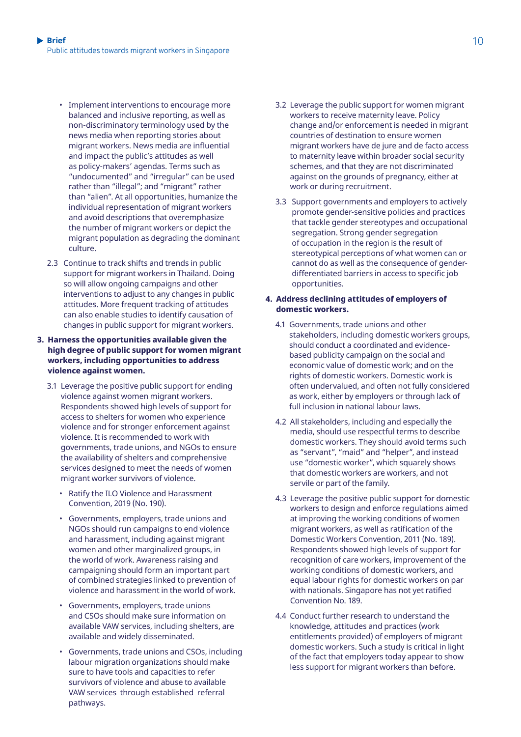- Implement interventions to encourage more balanced and inclusive reporting, as well as non-discriminatory terminology used by the news media when reporting stories about migrant workers. News media are influential and impact the public's attitudes as well as policy-makers' agendas. Terms such as "undocumented" and "irregular" can be used rather than "illegal"; and "migrant" rather than "alien". At all opportunities, humanize the individual representation of migrant workers and avoid descriptions that overemphasize the number of migrant workers or depict the migrant population as degrading the dominant culture.

2.3 Continue to track shifts and trends in public support for migrant workers in Thailand. Doing so will allow ongoing campaigns and other interventions to adjust to any changes in public attitudes. More frequent tracking of attitudes can also enable studies to identify causation of changes in public support for migrant workers.

**3. Harness the opportunities available given the high degree of public support for women migrant workers, including opportunities to address violence against women.**

3.1 Leverage the positive public support for ending violence against women migrant workers. Respondents showed high levels of support for access to shelters for women who experience violence and for stronger enforcement against violence. It is recommended to work with governments, trade unions, and NGOs to ensure the availability of shelters and comprehensive services designed to meet the needs of women migrant worker survivors of violence.

- Ratify the ILO Violence and Harassment Convention, 2019 (No. 190).
- Governments, employers, trade unions and NGOs should run campaigns to end violence and harassment, including against migrant women and other marginalized groups, in the world of work. Awareness raising and campaigning should form an important part of combined strategies linked to prevention of violence and harassment in the world of work.
- Governments, employers, trade unions and CSOs should make sure information on available VAW services, including shelters, are available and widely disseminated.
- Governments, trade unions and CSOs, including labour migration organizations should make sure to have tools and capacities to refer survivors of violence and abuse to available VAW services through established referral pathways.

3.2 Leverage the public support for women migrant workers to receive maternity leave. Policy change and/or enforcement is needed in migrant countries of destination to ensure women migrant workers have de jure and de facto access to maternity leave within broader social security schemes, and that they are not discriminated against on the grounds of pregnancy, either at work or during recruitment.

3.3 Support governments and employers to actively promote gender-sensitive policies and practices that tackle gender stereotypes and occupational segregation. Strong gender segregation of occupation in the region is the result of stereotypical perceptions of what women can or cannot do as well as the consequence of gender-differentiated barriers in access to specific job opportunities.

**4. Address declining attitudes of employers of domestic workers.**

4.1 Governments, trade unions and other stakeholders, including domestic workers groups, should conduct a coordinated and evidence-based publicity campaign on the social and economic value of domestic work; and on the rights of domestic workers. Domestic work is often undervalued, and often not fully considered as work, either by employers or through lack of full inclusion in national labour laws.

4.2 All stakeholders, including and especially the media, should use respectful terms to describe domestic workers. They should avoid terms such as "servant", "maid" and "helper", and instead use "domestic worker", which squarely shows that domestic workers are workers, and not servile or part of the family.

4.3 Leverage the positive public support for domestic workers to design and enforce regulations aimed at improving the working conditions of women migrant workers, as well as ratification of the Domestic Workers Convention, 2011 (No. 189). Respondents showed high levels of support for recognition of care workers, improvement of the working conditions of domestic workers, and equal labour rights for domestic workers on par with nationals. Singapore has not yet ratified Convention No. 189.

4.4 Conduct further research to understand the knowledge, attitudes and practices (work entitlements provided) of employers of migrant domestic workers. Such a study is critical in light of the fact that employers today appear to show less support for migrant workers than before.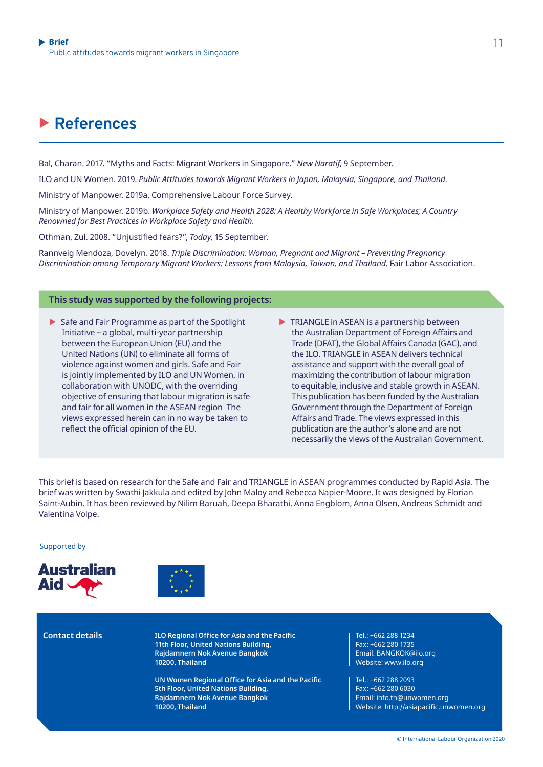# References

Bal, Charan. 2017. "Myths and Facts: Migrant Workers in Singapore." *New Naratif*, 9 September.

ILO and UN Women. 2019. *Public Attitudes towards Migrant Workers in Japan, Malaysia, Singapore, and Thailand*.

Ministry of Manpower. 2019a. Comprehensive Labour Force Survey.

Ministry of Manpower. 2019b. *Workplace Safety and Health 2028: A Healthy Workforce in Safe Workplaces; A Country Renowned for Best Practices in Workplace Safety and Health*.

Othman, Zul. 2008. "Unjustified fears?", *Today*, 15 September.

Rannveig Mendoza, Dovelyn. 2018. *Triple Discrimination: Woman, Pregnant and Migrant – Preventing Pregnancy Discrimination among Temporary Migrant Workers: Lessons from Malaysia, Taiwan, and Thailand*. Fair Labor Association.

**This study was supported by the following projects:**

- Safe and Fair Programme as part of the Spotlight Initiative – a global, multi-year partnership between the European Union (EU) and the United Nations (UN) to eliminate all forms of violence against women and girls. Safe and Fair is jointly implemented by ILO and UN Women, in collaboration with UNODC, with the overriding objective of ensuring that labour migration is safe and fair for all women in the ASEAN region The views expressed herein can in no way be taken to reflect the official opinion of the EU.
- TRIANGLE in ASEAN is a partnership between the Australian Department of Foreign Affairs and Trade (DFAT), the Global Affairs Canada (GAC), and the ILO. TRIANGLE in ASEAN delivers technical assistance and support with the overall goal of maximizing the contribution of labour migration to equitable, inclusive and stable growth in ASEAN. This publication has been funded by the Australian Government through the Department of Foreign Affairs and Trade. The views expressed in this publication are the author's alone and are not necessarily the views of the Australian Government.

This brief is based on research for the Safe and Fair and TRIANGLE in ASEAN programmes conducted by Rapid Asia. The brief was written by Swathi Jakkula and edited by John Maloy and Rebecca Napier-Moore. It was designed by Florian Saint-Aubin. It has been reviewed by Nilim Baruah, Deepa Bharathi, Anna Engblom, Anna Olsen, Andreas Schmidt and Valentina Volpe.

Supported by

Australian Aid

**Contact details**

**ILO Regional Office for Asia and the Pacific**
**11th Floor, United Nations Building,**
**Rajdamnern Nok Avenue Bangkok**
**10200, Thailand**

Tel.: +662 288 1234
Fax: +662 280 1735
Email: BANGKOK@ilo.org
Website: www.ilo.org

**UN Women Regional Office for Asia and the Pacific**
**5th Floor, United Nations Building,**
**Rajdamnern Nok Avenue Bangkok**
**10200, Thailand**

Tel.: +662 288 2093
Fax: +662 280 6030
Email: info.th@unwomen.org
Website: http://asiapacific.unwomen.org

© International Labour Organization 2020